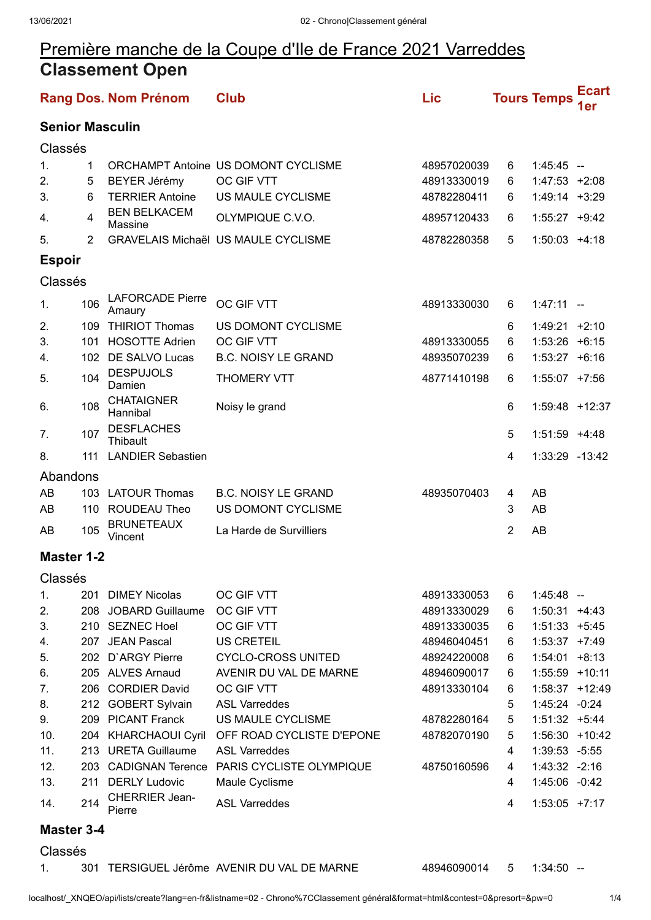# Première manche de la Coupe d'Ile de France 2021 Varreddes

## Classement Open

| Rang | Dos. | Nom Prénom | Club | Lic | Tours | Temps | Ecart 1er |
|---|---|---|---|---|---|---|---|
| **Senior Masculin** | | | | | | | |
| Classés | | | | | | | |
| 1. | 1 | ORCHAMPT Antoine | US DOMONT CYCLISME | 48957020039 | 6 | 1:45:45 | -- |
| 2. | 5 | BEYER Jérémy | OC GIF VTT | 48913330019 | 6 | 1:47:53 | +2:08 |
| 3. | 6 | TERRIER Antoine | US MAULE CYCLISME | 48782280411 | 6 | 1:49:14 | +3:29 |
| 4. | 4 | BEN BELKACEM Massine | OLYMPIQUE C.V.O. | 48957120433 | 6 | 1:55:27 | +9:42 |
| 5. | 2 | GRAVELAIS Michaël | US MAULE CYCLISME | 48782280358 | 5 | 1:50:03 | +4:18 |
| **Espoir** | | | | | | | |
| Classés | | | | | | | |
| 1. | 106 | LAFORCADE Pierre Amaury | OC GIF VTT | 48913330030 | 6 | 1:47:11 | -- |
| 2. | 109 | THIRIOT Thomas | US DOMONT CYCLISME | | 6 | 1:49:21 | +2:10 |
| 3. | 101 | HOSOTTE Adrien | OC GIF VTT | 48913330055 | 6 | 1:53:26 | +6:15 |
| 4. | 102 | DE SALVO Lucas | B.C. NOISY LE GRAND | 48935070239 | 6 | 1:53:27 | +6:16 |
| 5. | 104 | DESPUJOLS Damien | THOMERY VTT | 48771410198 | 6 | 1:55:07 | +7:56 |
| 6. | 108 | CHATAIGNER Hannibal | Noisy le grand | | 6 | 1:59:48 | +12:37 |
| 7. | 107 | DESFLACHES Thibault | | | 5 | 1:51:59 | +4:48 |
| 8. | 111 | LANDIER Sebastien | | | 4 | 1:33:29 | -13:42 |
| Abandons | | | | | | | |
| AB | 103 | LATOUR Thomas | B.C. NOISY LE GRAND | 48935070403 | 4 | AB | |
| AB | 110 | ROUDEAU Theo | US DOMONT CYCLISME | | 3 | AB | |
| AB | 105 | BRUNETEAUX Vincent | La Harde de Survilliers | | 2 | AB | |
| **Master 1-2** | | | | | | | |
| Classés | | | | | | | |
| 1. | 201 | DIMEY Nicolas | OC GIF VTT | 48913330053 | 6 | 1:45:48 | -- |
| 2. | 208 | JOBARD Guillaume | OC GIF VTT | 48913330029 | 6 | 1:50:31 | +4:43 |
| 3. | 210 | SEZNEC Hoel | OC GIF VTT | 48913330035 | 6 | 1:51:33 | +5:45 |
| 4. | 207 | JEAN Pascal | US CRETEIL | 48946040451 | 6 | 1:53:37 | +7:49 |
| 5. | 202 | D`ARGY Pierre | CYCLO-CROSS UNITED | 48924220008 | 6 | 1:54:01 | +8:13 |
| 6. | 205 | ALVES Arnaud | AVENIR DU VAL DE MARNE | 48946090017 | 6 | 1:55:59 | +10:11 |
| 7. | 206 | CORDIER David | OC GIF VTT | 48913330104 | 6 | 1:58:37 | +12:49 |
| 8. | 212 | GOBERT Sylvain | ASL Varreddes | | 5 | 1:45:24 | -0:24 |
| 9. | 209 | PICANT Franck | US MAULE CYCLISME | 48782280164 | 5 | 1:51:32 | +5:44 |
| 10. | 204 | KHARCHAOUI Cyril | OFF ROAD CYCLISTE D'EPONE | 48782070190 | 5 | 1:56:30 | +10:42 |
| 11. | 213 | URETA Guillaume | ASL Varreddes | | 4 | 1:39:53 | -5:55 |
| 12. | 203 | CADIGNAN Terence | PARIS CYCLISTE OLYMPIQUE | 48750160596 | 4 | 1:43:32 | -2:16 |
| 13. | 211 | DERLY Ludovic | Maule Cyclisme | | 4 | 1:45:06 | -0:42 |
| 14. | 214 | CHERRIER Jean-Pierre | ASL Varreddes | | 4 | 1:53:05 | +7:17 |
| **Master 3-4** | | | | | | | |
| Classés | | | | | | | |
| 1. | 301 | TERSIGUEL Jérôme | AVENIR DU VAL DE MARNE | 48946090014 | 5 | 1:34:50 | -- |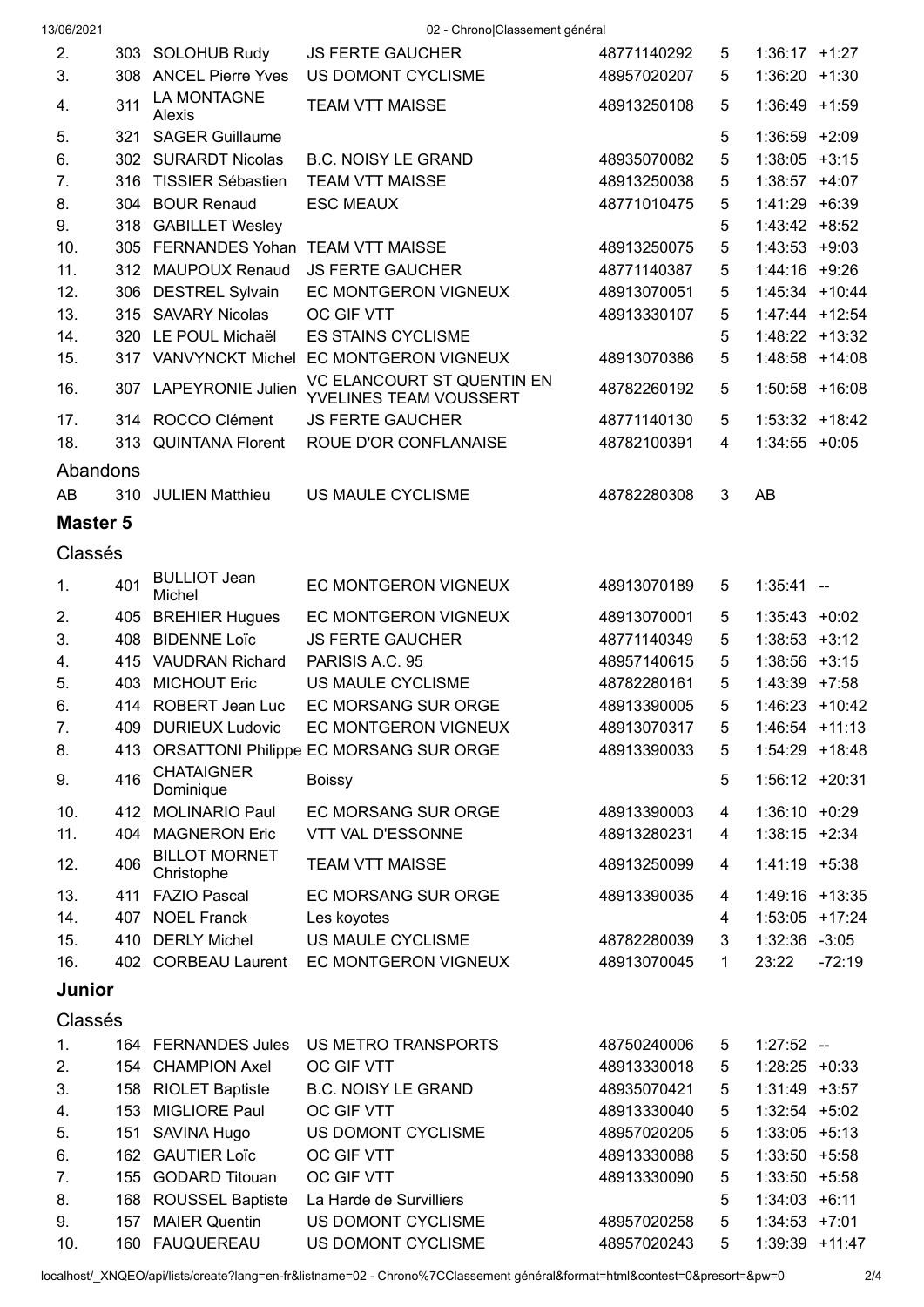| | | | | | | | |
|---|---|---|---|---|---|---|---|
| 2. | 303 | SOLOHUB Rudy | JS FERTE GAUCHER | 48771140292 | 5 | 1:36:17 | +1:27 |
| 3. | 308 | ANCEL Pierre Yves | US DOMONT CYCLISME | 48957020207 | 5 | 1:36:20 | +1:30 |
| 4. | 311 | LA MONTAGNE Alexis | TEAM VTT MAISSE | 48913250108 | 5 | 1:36:49 | +1:59 |
| 5. | 321 | SAGER Guillaume | | | 5 | 1:36:59 | +2:09 |
| 6. | 302 | SURARDT Nicolas | B.C. NOISY LE GRAND | 48935070082 | 5 | 1:38:05 | +3:15 |
| 7. | 316 | TISSIER Sébastien | TEAM VTT MAISSE | 48913250038 | 5 | 1:38:57 | +4:07 |
| 8. | 304 | BOUR Renaud | ESC MEAUX | 48771010475 | 5 | 1:41:29 | +6:39 |
| 9. | 318 | GABILLET Wesley | | | 5 | 1:43:42 | +8:52 |
| 10. | 305 | FERNANDES Yohan | TEAM VTT MAISSE | 48913250075 | 5 | 1:43:53 | +9:03 |
| 11. | 312 | MAUPOUX Renaud | JS FERTE GAUCHER | 48771140387 | 5 | 1:44:16 | +9:26 |
| 12. | 306 | DESTREL Sylvain | EC MONTGERON VIGNEUX | 48913070051 | 5 | 1:45:34 | +10:44 |
| 13. | 315 | SAVARY Nicolas | OC GIF VTT | 48913330107 | 5 | 1:47:44 | +12:54 |
| 14. | 320 | LE POUL Michaël | ES STAINS CYCLISME | | 5 | 1:48:22 | +13:32 |
| 15. | 317 | VANVYNCKT Michel | EC MONTGERON VIGNEUX | 48913070386 | 5 | 1:48:58 | +14:08 |
| 16. | 307 | LAPEYRONIE Julien | VC ELANCOURT ST QUENTIN EN YVELINES TEAM VOUSSERT | 48782260192 | 5 | 1:50:58 | +16:08 |
| 17. | 314 | ROCCO Clément | JS FERTE GAUCHER | 48771140130 | 5 | 1:53:32 | +18:42 |
| 18. | 313 | QUINTANA Florent | ROUE D'OR CONFLANAISE | 48782100391 | 4 | 1:34:55 | +0:05 |

### Abandons

| | | | | | | | |
|---|---|---|---|---|---|---|---|
| AB | 310 | JULIEN Matthieu | US MAULE CYCLISME | 48782280308 | 3 | AB | |

## Master 5

### Classés

| | | | | | | | |
|---|---|---|---|---|---|---|---|
| 1. | 401 | BULLIOT Jean Michel | EC MONTGERON VIGNEUX | 48913070189 | 5 | 1:35:41 | -- |
| 2. | 405 | BREHIER Hugues | EC MONTGERON VIGNEUX | 48913070001 | 5 | 1:35:43 | +0:02 |
| 3. | 408 | BIDENNE Loïc | JS FERTE GAUCHER | 48771140349 | 5 | 1:38:53 | +3:12 |
| 4. | 415 | VAUDRAN Richard | PARISIS A.C. 95 | 48957140615 | 5 | 1:38:56 | +3:15 |
| 5. | 403 | MICHOUT Eric | US MAULE CYCLISME | 48782280161 | 5 | 1:43:39 | +7:58 |
| 6. | 414 | ROBERT Jean Luc | EC MORSANG SUR ORGE | 48913390005 | 5 | 1:46:23 | +10:42 |
| 7. | 409 | DURIEUX Ludovic | EC MONTGERON VIGNEUX | 48913070317 | 5 | 1:46:54 | +11:13 |
| 8. | 413 | ORSATTONI Philippe | EC MORSANG SUR ORGE | 48913390033 | 5 | 1:54:29 | +18:48 |
| 9. | 416 | CHATAIGNER Dominique | Boissy | | 5 | 1:56:12 | +20:31 |
| 10. | 412 | MOLINARIO Paul | EC MORSANG SUR ORGE | 48913390003 | 4 | 1:36:10 | +0:29 |
| 11. | 404 | MAGNERON Eric | VTT VAL D'ESSONNE | 48913280231 | 4 | 1:38:15 | +2:34 |
| 12. | 406 | BILLOT MORNET Christophe | TEAM VTT MAISSE | 48913250099 | 4 | 1:41:19 | +5:38 |
| 13. | 411 | FAZIO Pascal | EC MORSANG SUR ORGE | 48913390035 | 4 | 1:49:16 | +13:35 |
| 14. | 407 | NOEL Franck | Les koyotes | | 4 | 1:53:05 | +17:24 |
| 15. | 410 | DERLY Michel | US MAULE CYCLISME | 48782280039 | 3 | 1:32:36 | -3:05 |
| 16. | 402 | CORBEAU Laurent | EC MONTGERON VIGNEUX | 48913070045 | 1 | 23:22 | -72:19 |

## Junior

### Classés

| | | | | | | | |
|---|---|---|---|---|---|---|---|
| 1. | 164 | FERNANDES Jules | US METRO TRANSPORTS | 48750240006 | 5 | 1:27:52 | -- |
| 2. | 154 | CHAMPION Axel | OC GIF VTT | 48913330018 | 5 | 1:28:25 | +0:33 |
| 3. | 158 | RIOLET Baptiste | B.C. NOISY LE GRAND | 48935070421 | 5 | 1:31:49 | +3:57 |
| 4. | 153 | MIGLIORE Paul | OC GIF VTT | 48913330040 | 5 | 1:32:54 | +5:02 |
| 5. | 151 | SAVINA Hugo | US DOMONT CYCLISME | 48957020205 | 5 | 1:33:05 | +5:13 |
| 6. | 162 | GAUTIER Loïc | OC GIF VTT | 48913330088 | 5 | 1:33:50 | +5:58 |
| 7. | 155 | GODARD Titouan | OC GIF VTT | 48913330090 | 5 | 1:33:50 | +5:58 |
| 8. | 168 | ROUSSEL Baptiste | La Harde de Survilliers | | 5 | 1:34:03 | +6:11 |
| 9. | 157 | MAIER Quentin | US DOMONT CYCLISME | 48957020258 | 5 | 1:34:53 | +7:01 |
| 10. | 160 | FAUQUEREAU | US DOMONT CYCLISME | 48957020243 | 5 | 1:39:39 | +11:47 |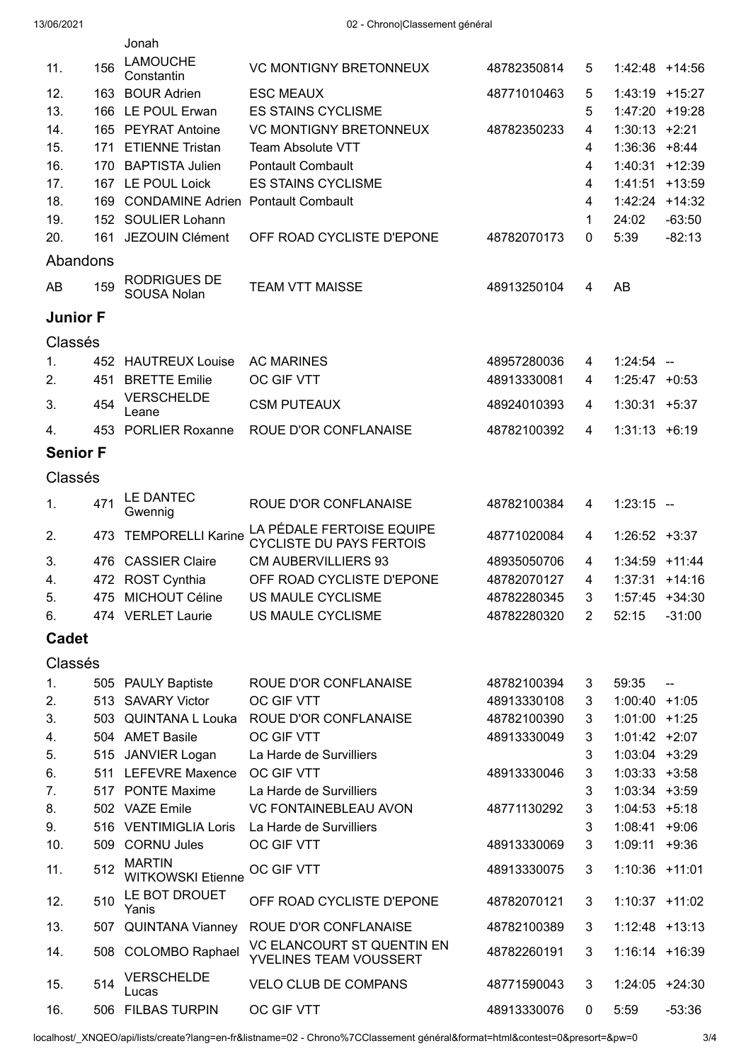| | | Jonah | | | | | |
|---|---|---|---|---|---|---|---|
| 11. | 156 | LAMOUCHE Constantin | VC MONTIGNY BRETONNEUX | 48782350814 | 5 | 1:42:48 | +14:56 |
| 12. | 163 | BOUR Adrien | ESC MEAUX | 48771010463 | 5 | 1:43:19 | +15:27 |
| 13. | 166 | LE POUL Erwan | ES STAINS CYCLISME | | 5 | 1:47:20 | +19:28 |
| 14. | 165 | PEYRAT Antoine | VC MONTIGNY BRETONNEUX | 48782350233 | 4 | 1:30:13 | +2:21 |
| 15. | 171 | ETIENNE Tristan | Team Absolute VTT | | 4 | 1:36:36 | +8:44 |
| 16. | 170 | BAPTISTA Julien | Pontault Combault | | 4 | 1:40:31 | +12:39 |
| 17. | 167 | LE POUL Loick | ES STAINS CYCLISME | | 4 | 1:41:51 | +13:59 |
| 18. | 169 | CONDAMINE Adrien | Pontault Combault | | 4 | 1:42:24 | +14:32 |
| 19. | 152 | SOULIER Lohann | | | 1 | 24:02 | -63:50 |
| 20. | 161 | JEZOUIN Clément | OFF ROAD CYCLISTE D'EPONE | 48782070173 | 0 | 5:39 | -82:13 |

Abandons

| | | | | | | | |
|---|---|---|---|---|---|---|---|
| AB | 159 | RODRIGUES DE SOUSA Nolan | TEAM VTT MAISSE | 48913250104 | 4 | AB | |

## Junior F

Classés

| | | | | | | | |
|---|---|---|---|---|---|---|---|
| 1. | 452 | HAUTREUX Louise | AC MARINES | 48957280036 | 4 | 1:24:54 | -- |
| 2. | 451 | BRETTE Emilie | OC GIF VTT | 48913330081 | 4 | 1:25:47 | +0:53 |
| 3. | 454 | VERSCHELDE Leane | CSM PUTEAUX | 48924010393 | 4 | 1:30:31 | +5:37 |
| 4. | 453 | PORLIER Roxanne | ROUE D'OR CONFLANAISE | 48782100392 | 4 | 1:31:13 | +6:19 |

## Senior F

Classés

| | | | | | | | |
|---|---|---|---|---|---|---|---|
| 1. | 471 | LE DANTEC Gwennig | ROUE D'OR CONFLANAISE | 48782100384 | 4 | 1:23:15 | -- |
| 2. | 473 | TEMPORELLI Karine | LA PÉDALE FERTOISE EQUIPE CYCLISTE DU PAYS FERTOIS | 48771020084 | 4 | 1:26:52 | +3:37 |
| 3. | 476 | CASSIER Claire | CM AUBERVILLIERS 93 | 48935050706 | 4 | 1:34:59 | +11:44 |
| 4. | 472 | ROST Cynthia | OFF ROAD CYCLISTE D'EPONE | 48782070127 | 4 | 1:37:31 | +14:16 |
| 5. | 475 | MICHOUT Céline | US MAULE CYCLISME | 48782280345 | 3 | 1:57:45 | +34:30 |
| 6. | 474 | VERLET Laurie | US MAULE CYCLISME | 48782280320 | 2 | 52:15 | -31:00 |

## Cadet

Classés

| | | | | | | | |
|---|---|---|---|---|---|---|---|
| 1. | 505 | PAULY Baptiste | ROUE D'OR CONFLANAISE | 48782100394 | 3 | 59:35 | -- |
| 2. | 513 | SAVARY Victor | OC GIF VTT | 48913330108 | 3 | 1:00:40 | +1:05 |
| 3. | 503 | QUINTANA L Louka | ROUE D'OR CONFLANAISE | 48782100390 | 3 | 1:01:00 | +1:25 |
| 4. | 504 | AMET Basile | OC GIF VTT | 48913330049 | 3 | 1:01:42 | +2:07 |
| 5. | 515 | JANVIER Logan | La Harde de Survilliers | | 3 | 1:03:04 | +3:29 |
| 6. | 511 | LEFEVRE Maxence | OC GIF VTT | 48913330046 | 3 | 1:03:33 | +3:58 |
| 7. | 517 | PONTE Maxime | La Harde de Survilliers | | 3 | 1:03:34 | +3:59 |
| 8. | 502 | VAZE Emile | VC FONTAINEBLEAU AVON | 48771130292 | 3 | 1:04:53 | +5:18 |
| 9. | 516 | VENTIMIGLIA Loris | La Harde de Survilliers | | 3 | 1:08:41 | +9:06 |
| 10. | 509 | CORNU Jules | OC GIF VTT | 48913330069 | 3 | 1:09:11 | +9:36 |
| 11. | 512 | MARTIN WITKOWSKI Etienne | OC GIF VTT | 48913330075 | 3 | 1:10:36 | +11:01 |
| 12. | 510 | LE BOT DROUET Yanis | OFF ROAD CYCLISTE D'EPONE | 48782070121 | 3 | 1:10:37 | +11:02 |
| 13. | 507 | QUINTANA Vianney | ROUE D'OR CONFLANAISE | 48782100389 | 3 | 1:12:48 | +13:13 |
| 14. | 508 | COLOMBO Raphael | VC ELANCOURT ST QUENTIN EN YVELINES TEAM VOUSSERT | 48782260191 | 3 | 1:16:14 | +16:39 |
| 15. | 514 | VERSCHELDE Lucas | VELO CLUB DE COMPANS | 48771590043 | 3 | 1:24:05 | +24:30 |
| 16. | 506 | FILBAS TURPIN | OC GIF VTT | 48913330076 | 0 | 5:59 | -53:36 |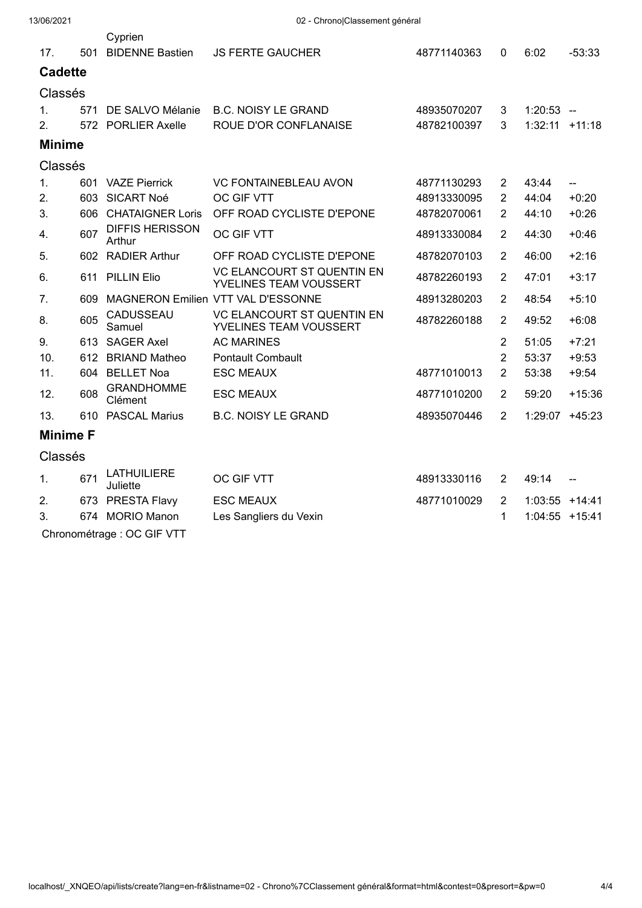| | | | | | | | |
|---|---|---|---|---|---|---|---|
| | | Cyprien | | | | | |
| 17. | 501 | BIDENNE Bastien | JS FERTE GAUCHER | 48771140363 | 0 | 6:02 | -53:33 |

## Cadette

### Classés

| | | | | | | | |
|---|---|---|---|---|---|---|---|
| 1. | 571 | DE SALVO Mélanie | B.C. NOISY LE GRAND | 48935070207 | 3 | 1:20:53 | -- |
| 2. | 572 | PORLIER Axelle | ROUE D'OR CONFLANAISE | 48782100397 | 3 | 1:32:11 | +11:18 |

## Minime

### Classés

| | | | | | | | |
|---|---|---|---|---|---|---|---|
| 1. | 601 | VAZE Pierrick | VC FONTAINEBLEAU AVON | 48771130293 | 2 | 43:44 | -- |
| 2. | 603 | SICART Noé | OC GIF VTT | 48913330095 | 2 | 44:04 | +0:20 |
| 3. | 606 | CHATAIGNER Loris | OFF ROAD CYCLISTE D'EPONE | 48782070061 | 2 | 44:10 | +0:26 |
| 4. | 607 | DIFFIS HERISSON Arthur | OC GIF VTT | 48913330084 | 2 | 44:30 | +0:46 |
| 5. | 602 | RADIER Arthur | OFF ROAD CYCLISTE D'EPONE | 48782070103 | 2 | 46:00 | +2:16 |
| 6. | 611 | PILLIN Elio | VC ELANCOURT ST QUENTIN EN YVELINES TEAM VOUSSERT | 48782260193 | 2 | 47:01 | +3:17 |
| 7. | 609 | MAGNERON Emilien | VTT VAL D'ESSONNE | 48913280203 | 2 | 48:54 | +5:10 |
| 8. | 605 | CADUSSEAU Samuel | VC ELANCOURT ST QUENTIN EN YVELINES TEAM VOUSSERT | 48782260188 | 2 | 49:52 | +6:08 |
| 9. | 613 | SAGER Axel | AC MARINES | | 2 | 51:05 | +7:21 |
| 10. | 612 | BRIAND Matheo | Pontault Combault | | 2 | 53:37 | +9:53 |
| 11. | 604 | BELLET Noa | ESC MEAUX | 48771010013 | 2 | 53:38 | +9:54 |
| 12. | 608 | GRANDHOMME Clément | ESC MEAUX | 48771010200 | 2 | 59:20 | +15:36 |
| 13. | 610 | PASCAL Marius | B.C. NOISY LE GRAND | 48935070446 | 2 | 1:29:07 | +45:23 |

## Minime F

### Classés

| | | | | | | | |
|---|---|---|---|---|---|---|---|
| 1. | 671 | LATHUILIERE Juliette | OC GIF VTT | 48913330116 | 2 | 49:14 | -- |
| 2. | 673 | PRESTA Flavy | ESC MEAUX | 48771010029 | 2 | 1:03:55 | +14:41 |
| 3. | 674 | MORIO Manon | Les Sangliers du Vexin | | 1 | 1:04:55 | +15:41 |

Chronométrage : OC GIF VTT